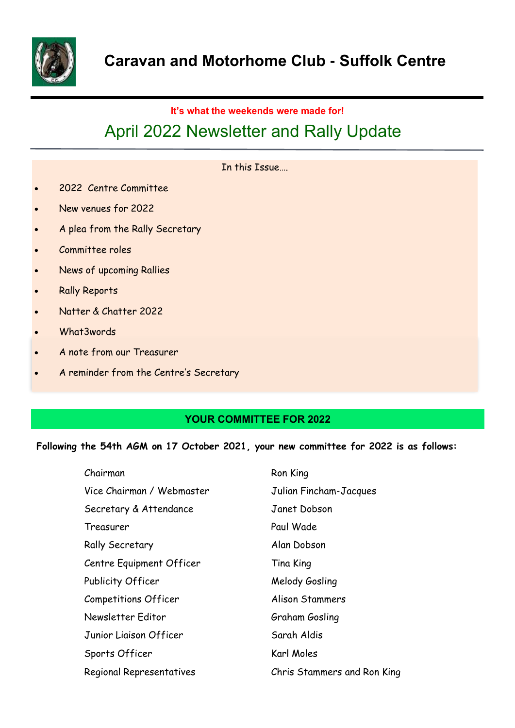# Caravan and Motorhome Club - Suffolk Centre

**It's what the weekends were made for!**

## April 2022 Newsletter and Rally Update

In this Issue….

- 2022 Centre Committee
- New venues for 2022
- A plea from the Rally Secretary
- Committee roles
- News of upcoming Rallies
- Rally Reports
- Natter & Chatter 2022
- What3words
- A note from our Treasurer
- A reminder from the Centre's Secretary

## YOUR COMMITTEE FOR 2022

**Following the 54th AGM on 17 October 2021, your new committee for 2022 is as follows:**

| | |
|---|---|
| Chairman | Ron King |
| Vice Chairman / Webmaster | Julian Fincham-Jacques |
| Secretary & Attendance | Janet Dobson |
| Treasurer | Paul Wade |
| Rally Secretary | Alan Dobson |
| Centre Equipment Officer | Tina King |
| Publicity Officer | Melody Gosling |
| Competitions Officer | Alison Stammers |
| Newsletter Editor | Graham Gosling |
| Junior Liaison Officer | Sarah Aldis |
| Sports Officer | Karl Moles |
| Regional Representatives | Chris Stammers and Ron King |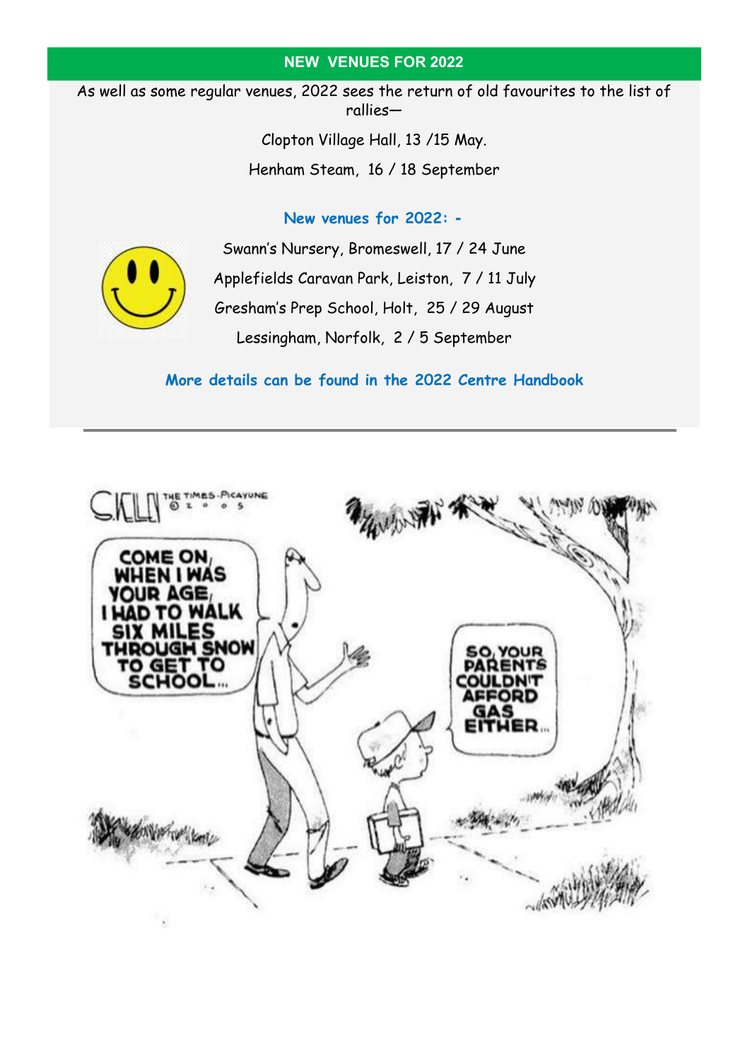## NEW VENUES FOR 2022

As well as some regular venues, 2022 sees the return of old favourites to the list of rallies—

Clopton Village Hall, 13 /15 May.

Henham Steam, 16 / 18 September

### New venues for 2022: -

Swann's Nursery, Bromeswell, 17 / 24 June

Applefields Caravan Park, Leiston, 7 / 11 July

Gresham's Prep School, Holt, 25 / 29 August

Lessingham, Norfolk, 2 / 5 September

**More details can be found in the 2022 Centre Handbook**

---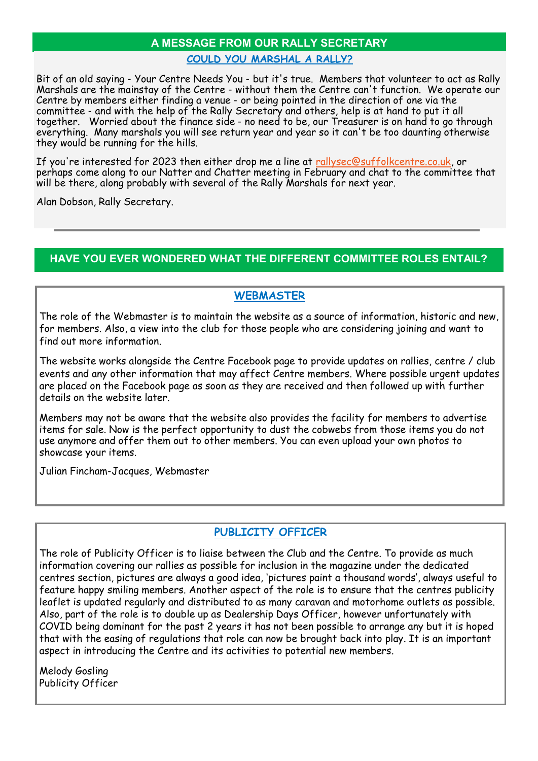## A MESSAGE FROM OUR RALLY SECRETARY

### COULD YOU MARSHAL A RALLY?

Bit of an old saying - Your Centre Needs You - but it's true. Members that volunteer to act as Rally Marshals are the mainstay of the Centre - without them the Centre can't function. We operate our Centre by members either finding a venue - or being pointed in the direction of one via the committee - and with the help of the Rally Secretary and others, help is at hand to put it all together. Worried about the finance side - no need to be, our Treasurer is on hand to go through everything. Many marshals you will see return year and year so it can't be too daunting otherwise they would be running for the hills.

If you're interested for 2023 then either drop me a line at rallysec@suffolkcentre.co.uk, or perhaps come along to our Natter and Chatter meeting in February and chat to the committee that will be there, along probably with several of the Rally Marshals for next year.

Alan Dobson, Rally Secretary.

---

## HAVE YOU EVER WONDERED WHAT THE DIFFERENT COMMITTEE ROLES ENTAIL?

### WEBMASTER

The role of the Webmaster is to maintain the website as a source of information, historic and new, for members. Also, a view into the club for those people who are considering joining and want to find out more information.

The website works alongside the Centre Facebook page to provide updates on rallies, centre / club events and any other information that may affect Centre members. Where possible urgent updates are placed on the Facebook page as soon as they are received and then followed up with further details on the website later.

Members may not be aware that the website also provides the facility for members to advertise items for sale. Now is the perfect opportunity to dust the cobwebs from those items you do not use anymore and offer them out to other members. You can even upload your own photos to showcase your items.

Julian Fincham-Jacques, Webmaster

### PUBLICITY OFFICER

The role of Publicity Officer is to liaise between the Club and the Centre. To provide as much information covering our rallies as possible for inclusion in the magazine under the dedicated centres section, pictures are always a good idea, 'pictures paint a thousand words', always useful to feature happy smiling members. Another aspect of the role is to ensure that the centres publicity leaflet is updated regularly and distributed to as many caravan and motorhome outlets as possible. Also, part of the role is to double up as Dealership Days Officer, however unfortunately with COVID being dominant for the past 2 years it has not been possible to arrange any but it is hoped that with the easing of regulations that role can now be brought back into play. It is an important aspect in introducing the Centre and its activities to potential new members.

Melody Gosling
Publicity Officer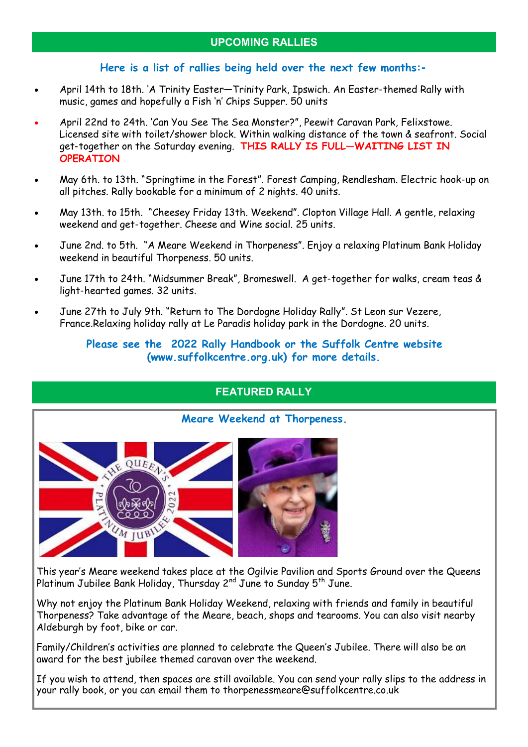## UPCOMING RALLIES

**Here is a list of rallies being held over the next few months:-**

- April 14th to 18th. 'A Trinity Easter—Trinity Park, Ipswich. An Easter-themed Rally with music, games and hopefully a Fish 'n' Chips Supper. 50 units
- April 22nd to 24th. 'Can You See The Sea Monster?", Peewit Caravan Park, Felixstowe. Licensed site with toilet/shower block. Within walking distance of the town & seafront. Social get-together on the Saturday evening. **THIS RALLY IS FULL—WAITING LIST IN OPERATION**
- May 6th. to 13th. "Springtime in the Forest". Forest Camping, Rendlesham. Electric hook-up on all pitches. Rally bookable for a minimum of 2 nights. 40 units.
- May 13th. to 15th. "Cheesey Friday 13th. Weekend". Clopton Village Hall. A gentle, relaxing weekend and get-together. Cheese and Wine social. 25 units.
- June 2nd. to 5th. "A Meare Weekend in Thorpeness". Enjoy a relaxing Platinum Bank Holiday weekend in beautiful Thorpeness. 50 units.
- June 17th to 24th. "Midsummer Break", Bromeswell. A get-together for walks, cream teas & light-hearted games. 32 units.
- June 27th to July 9th. "Return to The Dordogne Holiday Rally". St Leon sur Vezere, France.Relaxing holiday rally at Le Paradis holiday park in the Dordogne. 20 units.

**Please see the 2022 Rally Handbook or the Suffolk Centre website (www.suffolkcentre.org.uk) for more details.**

## FEATURED RALLY

### Meare Weekend at Thorpeness.

This year's Meare weekend takes place at the Ogilvie Pavilion and Sports Ground over the Queens Platinum Jubilee Bank Holiday, Thursday 2nd June to Sunday 5th June.

Why not enjoy the Platinum Bank Holiday Weekend, relaxing with friends and family in beautiful Thorpeness? Take advantage of the Meare, beach, shops and tearooms. You can also visit nearby Aldeburgh by foot, bike or car.

Family/Children's activities are planned to celebrate the Queen's Jubilee. There will also be an award for the best jubilee themed caravan over the weekend.

If you wish to attend, then spaces are still available. You can send your rally slips to the address in your rally book, or you can email them to thorpenessmeare@suffolkcentre.co.uk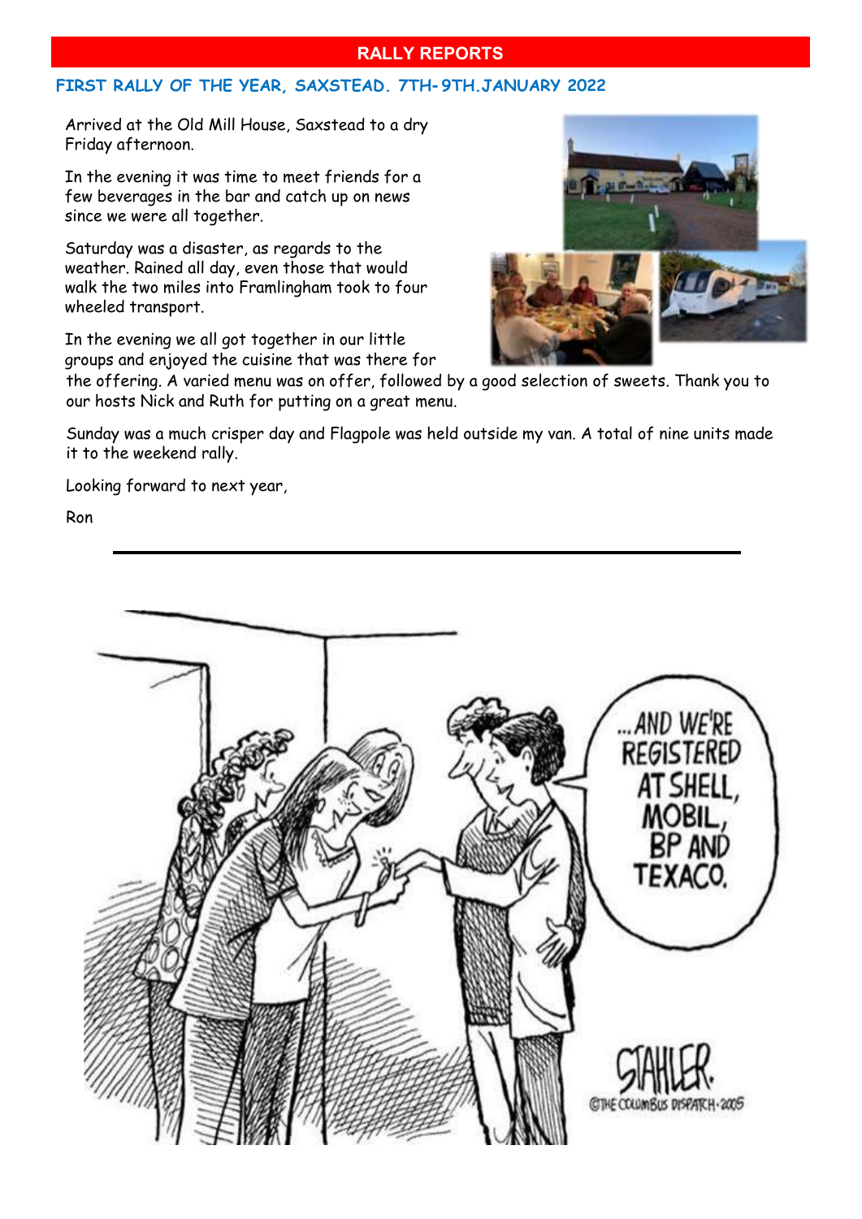## RALLY REPORTS

### FIRST RALLY OF THE YEAR, SAXSTEAD. 7TH-9TH.JANUARY 2022

Arrived at the Old Mill House, Saxstead to a dry Friday afternoon.

In the evening it was time to meet friends for a few beverages in the bar and catch up on news since we were all together.

Saturday was a disaster, as regards to the weather. Rained all day, even those that would walk the two miles into Framlingham took to four wheeled transport.

In the evening we all got together in our little groups and enjoyed the cuisine that was there for the offering. A varied menu was on offer, followed by a good selection of sweets. Thank you to our hosts Nick and Ruth for putting on a great menu.

Sunday was a much crisper day and Flagpole was held outside my van. A total of nine units made it to the weekend rally.

Looking forward to next year,

Ron

---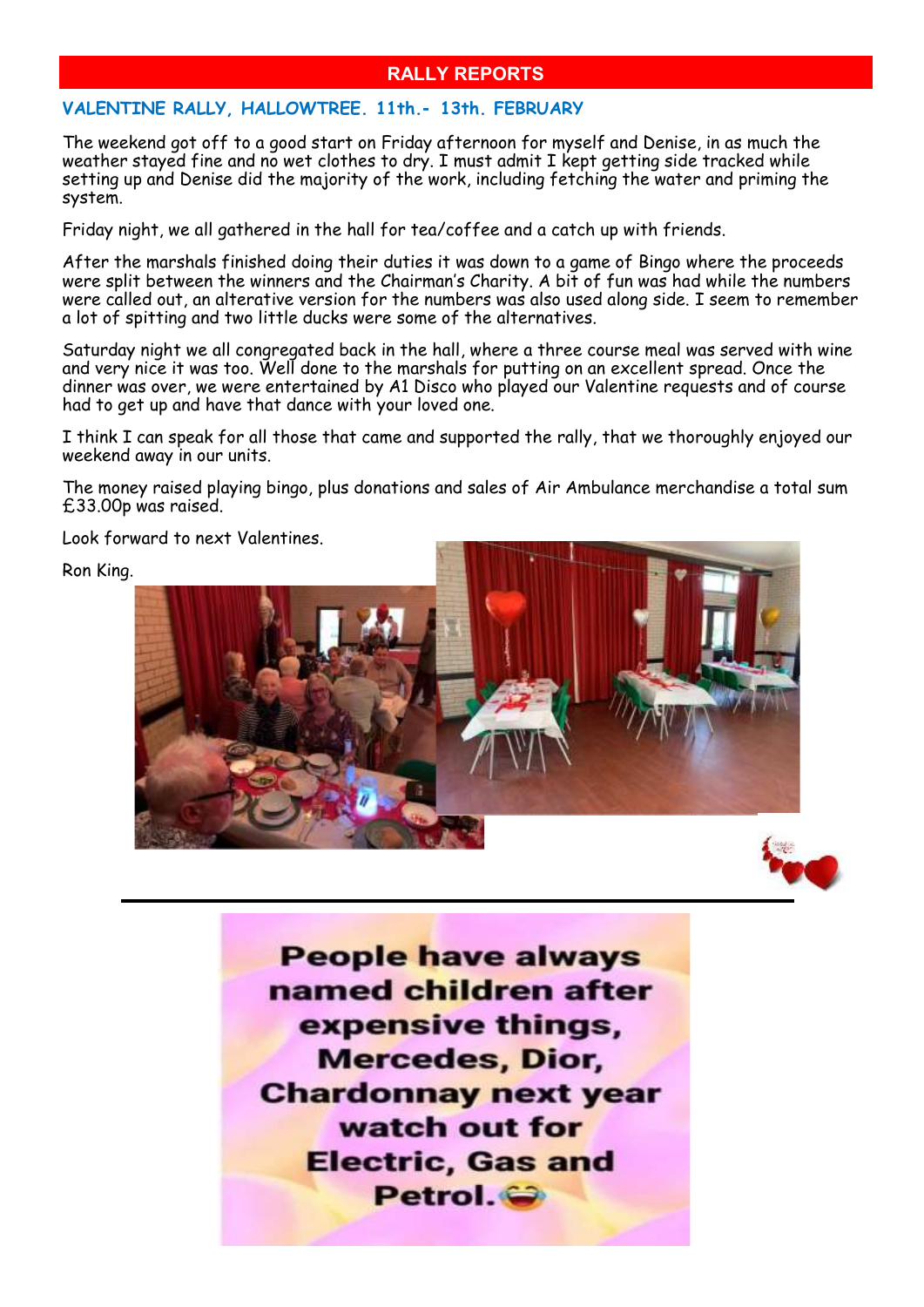## RALLY REPORTS

### VALENTINE RALLY, HALLOWTREE. 11th.- 13th. FEBRUARY

The weekend got off to a good start on Friday afternoon for myself and Denise, in as much the weather stayed fine and no wet clothes to dry. I must admit I kept getting side tracked while setting up and Denise did the majority of the work, including fetching the water and priming the system.

Friday night, we all gathered in the hall for tea/coffee and a catch up with friends.

After the marshals finished doing their duties it was down to a game of Bingo where the proceeds were split between the winners and the Chairman's Charity. A bit of fun was had while the numbers were called out, an alterative version for the numbers was also used along side. I seem to remember a lot of spitting and two little ducks were some of the alternatives.

Saturday night we all congregated back in the hall, where a three course meal was served with wine and very nice it was too. Well done to the marshals for putting on an excellent spread. Once the dinner was over, we were entertained by A1 Disco who played our Valentine requests and of course had to get up and have that dance with your loved one.

I think I can speak for all those that came and supported the rally, that we thoroughly enjoyed our weekend away in our units.

The money raised playing bingo, plus donations and sales of Air Ambulance merchandise a total sum £33.00p was raised.

Look forward to next Valentines.

Ron King.

---

**People have always named children after expensive things, Mercedes, Dior, Chardonnay next year watch out for Electric, Gas and Petrol.😂**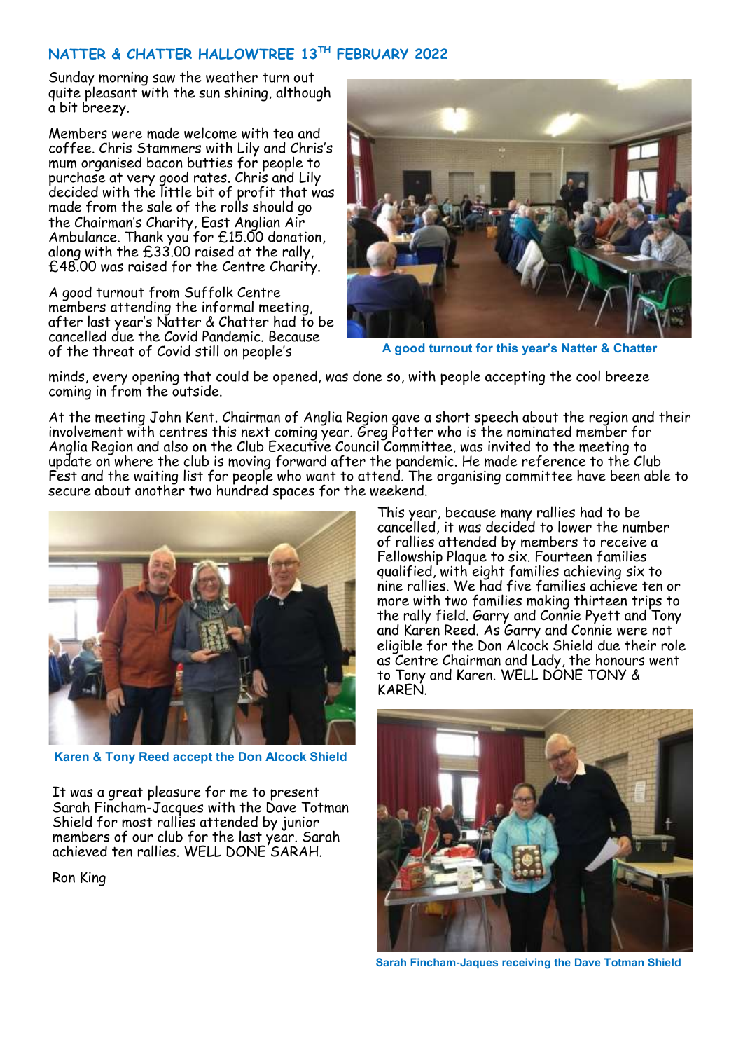## NATTER & CHATTER HALLOWTREE 13TH FEBRUARY 2022

Sunday morning saw the weather turn out quite pleasant with the sun shining, although a bit breezy.

Members were made welcome with tea and coffee. Chris Stammers with Lily and Chris's mum organised bacon butties for people to purchase at very good rates. Chris and Lily decided with the little bit of profit that was made from the sale of the rolls should go the Chairman's Charity, East Anglian Air Ambulance. Thank you for £15.00 donation, along with the £33.00 raised at the rally, £48.00 was raised for the Centre Charity.

A good turnout from Suffolk Centre members attending the informal meeting, after last year's Natter & Chatter had to be cancelled due the Covid Pandemic. Because of the threat of Covid still on people's minds, every opening that could be opened, was done so, with people accepting the cool breeze coming in from the outside.

A good turnout for this year's Natter & Chatter

At the meeting John Kent. Chairman of Anglia Region gave a short speech about the region and their involvement with centres this next coming year. Greg Potter who is the nominated member for Anglia Region and also on the Club Executive Council Committee, was invited to the meeting to update on where the club is moving forward after the pandemic. He made reference to the Club Fest and the waiting list for people who want to attend. The organising committee have been able to secure about another two hundred spaces for the weekend.

Karen & Tony Reed accept the Don Alcock Shield

This year, because many rallies had to be cancelled, it was decided to lower the number of rallies attended by members to receive a Fellowship Plaque to six. Fourteen families qualified, with eight families achieving six to nine rallies. We had five families achieve ten or more with two families making thirteen trips to the rally field. Garry and Connie Pyett and Tony and Karen Reed. As Garry and Connie were not eligible for the Don Alcock Shield due their role as Centre Chairman and Lady, the honours went to Tony and Karen. WELL DONE TONY & KAREN.

It was a great pleasure for me to present Sarah Fincham-Jacques with the Dave Totman Shield for most rallies attended by junior members of our club for the last year. Sarah achieved ten rallies. WELL DONE SARAH.

Ron King

Sarah Fincham-Jaques receiving the Dave Totman Shield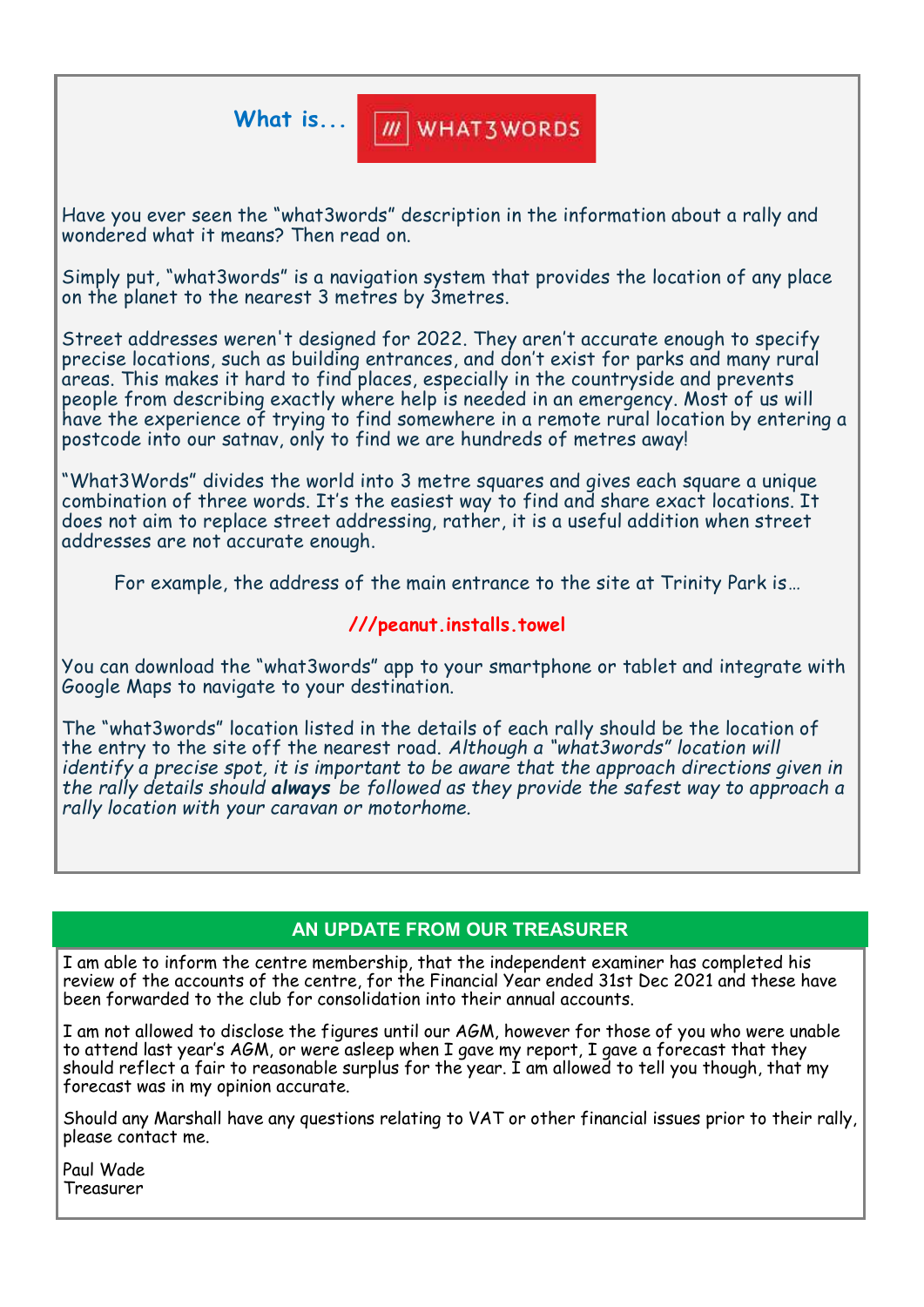## What is... WHAT3WORDS

Have you ever seen the "what3words" description in the information about a rally and wondered what it means? Then read on.

Simply put, "what3words" is a navigation system that provides the location of any place on the planet to the nearest 3 metres by 3metres.

Street addresses weren't designed for 2022. They aren't accurate enough to specify precise locations, such as building entrances, and don't exist for parks and many rural areas. This makes it hard to find places, especially in the countryside and prevents people from describing exactly where help is needed in an emergency. Most of us will have the experience of trying to find somewhere in a remote rural location by entering a postcode into our satnav, only to find we are hundreds of metres away!

"What3Words" divides the world into 3 metre squares and gives each square a unique combination of three words. It's the easiest way to find and share exact locations. It does not aim to replace street addressing, rather, it is a useful addition when street addresses are not accurate enough.

For example, the address of the main entrance to the site at Trinity Park is…

**///peanut.installs.towel**

You can download the "what3words" app to your smartphone or tablet and integrate with Google Maps to navigate to your destination.

The "what3words" location listed in the details of each rally should be the location of the entry to the site off the nearest road. *Although a "what3words" location will identify a precise spot, it is important to be aware that the approach directions given in the rally details should **always** be followed as they provide the safest way to approach a rally location with your caravan or motorhome.*

## AN UPDATE FROM OUR TREASURER

I am able to inform the centre membership, that the independent examiner has completed his review of the accounts of the centre, for the Financial Year ended 31st Dec 2021 and these have been forwarded to the club for consolidation into their annual accounts.

I am not allowed to disclose the figures until our AGM, however for those of you who were unable to attend last year's AGM, or were asleep when I gave my report, I gave a forecast that they should reflect a fair to reasonable surplus for the year. I am allowed to tell you though, that my forecast was in my opinion accurate.

Should any Marshall have any questions relating to VAT or other financial issues prior to their rally, please contact me.

Paul Wade
Treasurer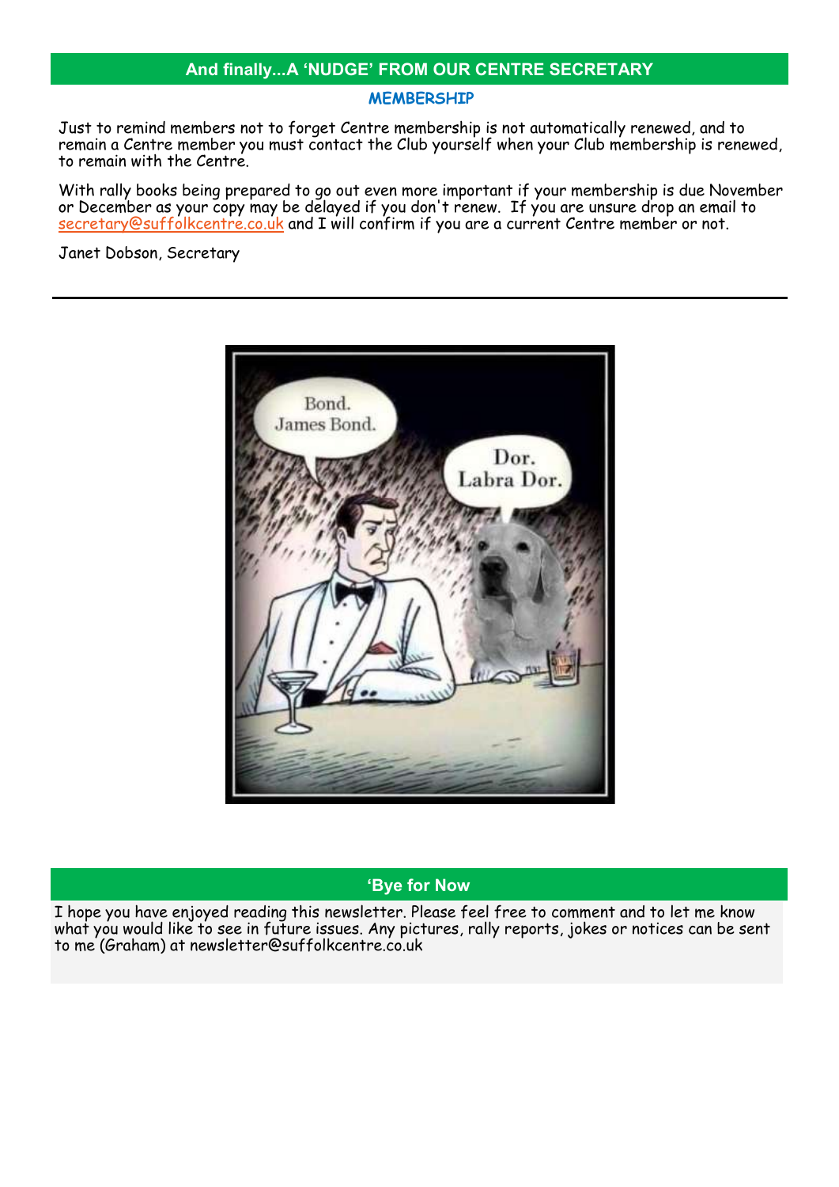## And finally...A 'NUDGE' FROM OUR CENTRE SECRETARY

### MEMBERSHIP

Just to remind members not to forget Centre membership is not automatically renewed, and to remain a Centre member you must contact the Club yourself when your Club membership is renewed, to remain with the Centre.

With rally books being prepared to go out even more important if your membership is due November or December as your copy may be delayed if you don't renew. If you are unsure drop an email to secretary@suffolkcentre.co.uk and I will confirm if you are a current Centre member or not.

Janet Dobson, Secretary

---

## 'Bye for Now

I hope you have enjoyed reading this newsletter. Please feel free to comment and to let me know what you would like to see in future issues. Any pictures, rally reports, jokes or notices can be sent to me (Graham) at newsletter@suffolkcentre.co.uk